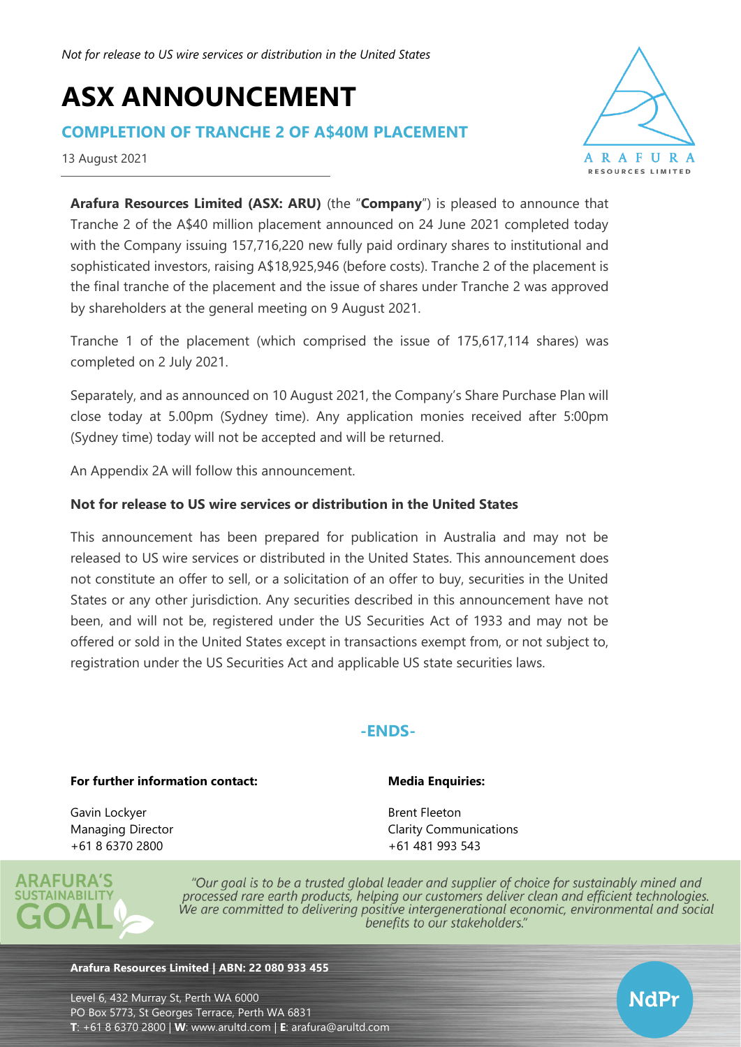*Not for release to US wire services or distribution in the United States*

# ASX ANNOUNCEMENT

## COMPLETION OF TRANCHE 2 OF A$40M PLACEMENT

13 August 2021

**Arafura Resources Limited (ASX: ARU)** (the "**Company**") is pleased to announce that Tranche 2 of the A$40 million placement announced on 24 June 2021 completed today with the Company issuing 157,716,220 new fully paid ordinary shares to institutional and sophisticated investors, raising A$18,925,946 (before costs). Tranche 2 of the placement is the final tranche of the placement and the issue of shares under Tranche 2 was approved by shareholders at the general meeting on 9 August 2021.

Tranche 1 of the placement (which comprised the issue of 175,617,114 shares) was completed on 2 July 2021.

Separately, and as announced on 10 August 2021, the Company's Share Purchase Plan will close today at 5.00pm (Sydney time). Any application monies received after 5:00pm (Sydney time) today will not be accepted and will be returned.

An Appendix 2A will follow this announcement.

**Not for release to US wire services or distribution in the United States**

This announcement has been prepared for publication in Australia and may not be released to US wire services or distributed in the United States. This announcement does not constitute an offer to sell, or a solicitation of an offer to buy, securities in the United States or any other jurisdiction. Any securities described in this announcement have not been, and will not be, registered under the US Securities Act of 1933 and may not be offered or sold in the United States except in transactions exempt from, or not subject to, registration under the US Securities Act and applicable US state securities laws.

**-ENDS-**

**For further information contact:**

Gavin Lockyer
Managing Director
+61 8 6370 2800

**Media Enquiries:**

Brent Fleeton
Clarity Communications
+61 481 993 543

ARAFURA'S SUSTAINABILITY GOAL

*"Our goal is to be a trusted global leader and supplier of choice for sustainably mined and processed rare earth products, helping our customers deliver clean and efficient technologies. We are committed to delivering positive intergenerational economic, environmental and social benefits to our stakeholders."*

**Arafura Resources Limited | ABN: 22 080 933 455**

Level 6, 432 Murray St, Perth WA 6000
PO Box 5773, St Georges Terrace, Perth WA 6831
**T**: +61 8 6370 2800 | **W**: www.arultd.com | **E**: arafura@arultd.com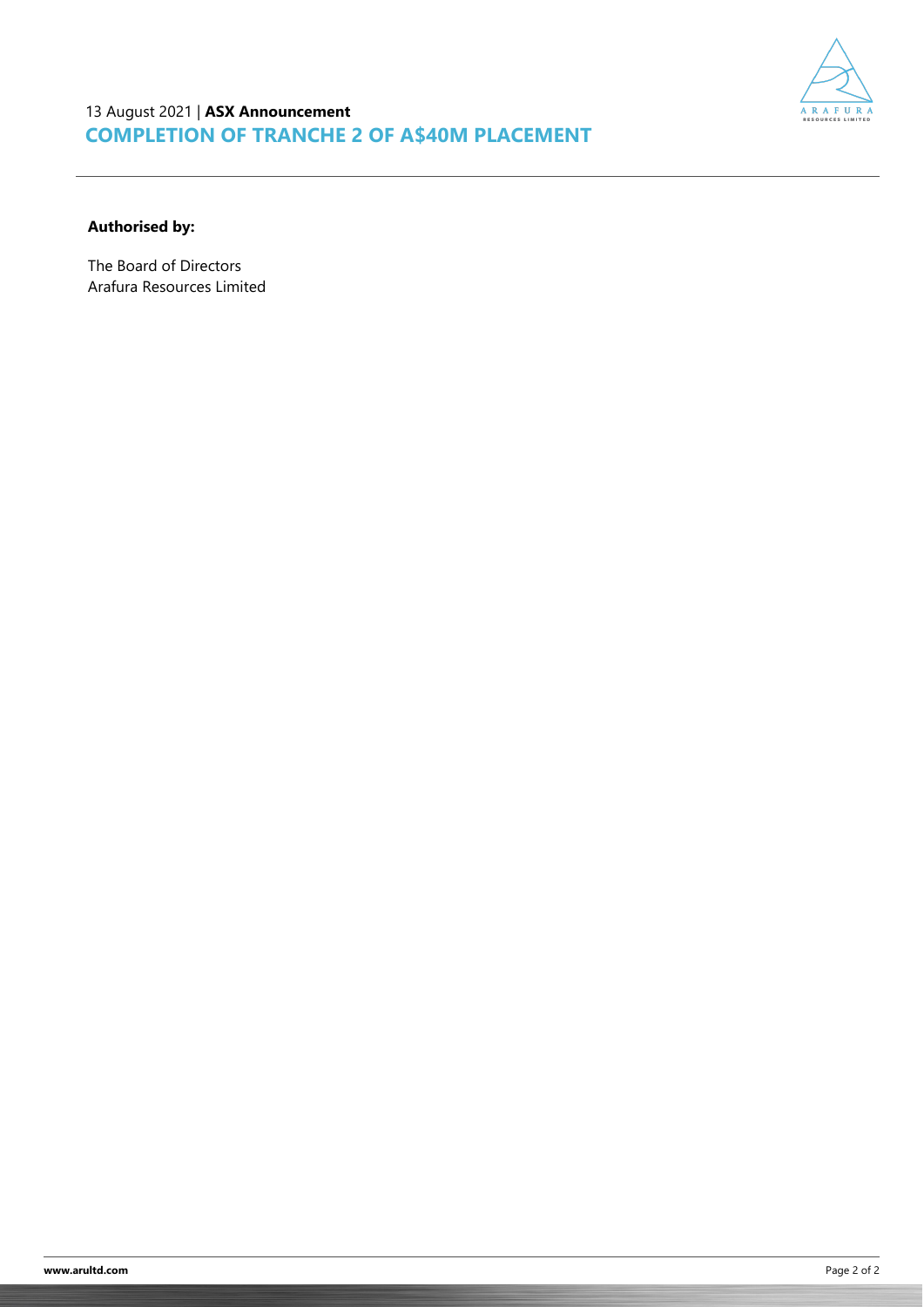**Authorised by:**

The Board of Directors
Arafura Resources Limited